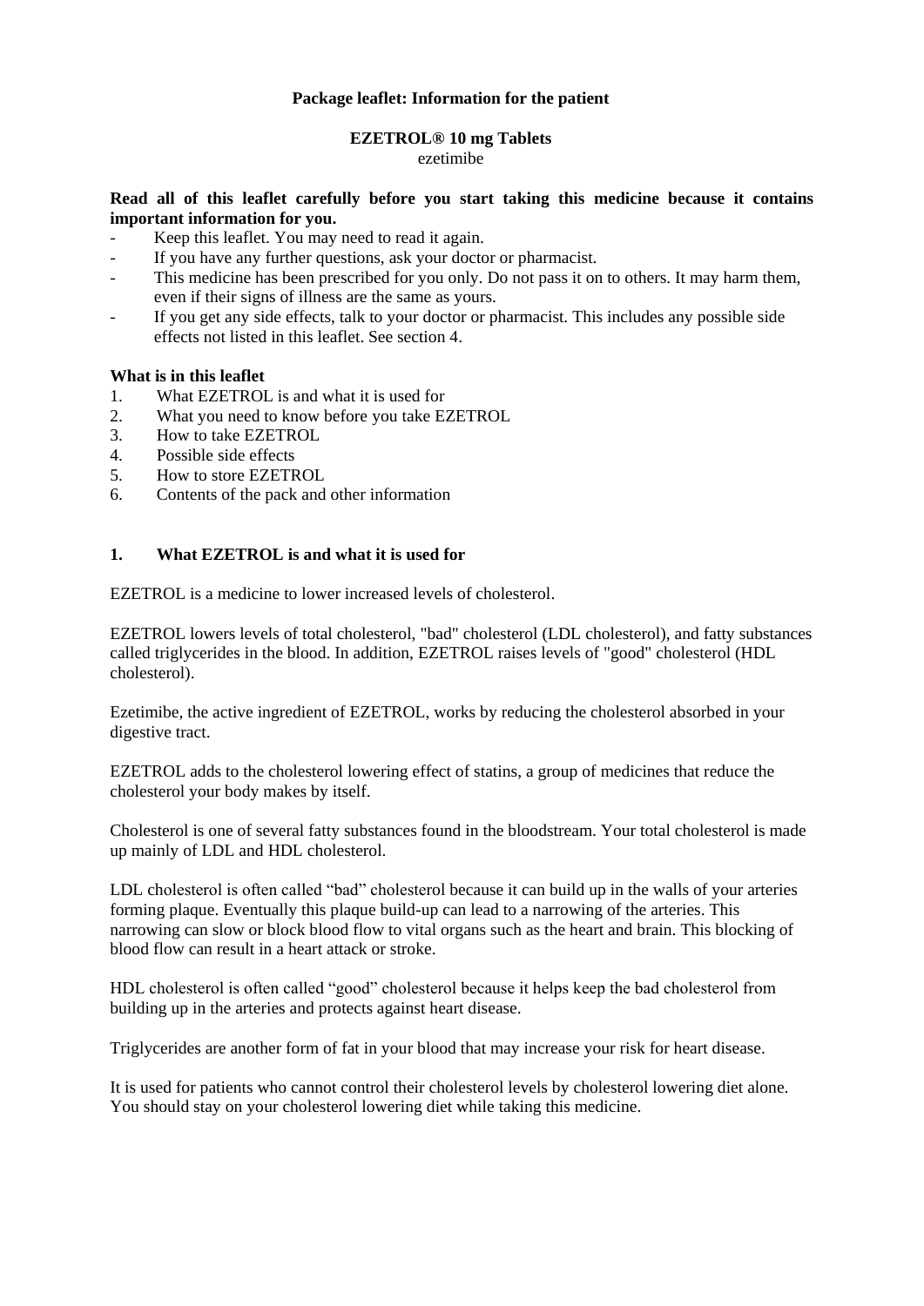**Package leaflet: Information for the patient**

**EZETROL® 10 mg Tablets**
ezetimibe

**Read all of this leaflet carefully before you start taking this medicine because it contains important information for you.**

- Keep this leaflet. You may need to read it again.
- If you have any further questions, ask your doctor or pharmacist.
- This medicine has been prescribed for you only. Do not pass it on to others. It may harm them, even if their signs of illness are the same as yours.
- If you get any side effects, talk to your doctor or pharmacist. This includes any possible side effects not listed in this leaflet. See section 4.

**What is in this leaflet**

1. What EZETROL is and what it is used for
2. What you need to know before you take EZETROL
3. How to take EZETROL
4. Possible side effects
5. How to store EZETROL
6. Contents of the pack and other information

## 1. What EZETROL is and what it is used for

EZETROL is a medicine to lower increased levels of cholesterol.

EZETROL lowers levels of total cholesterol, "bad" cholesterol (LDL cholesterol), and fatty substances called triglycerides in the blood. In addition, EZETROL raises levels of "good" cholesterol (HDL cholesterol).

Ezetimibe, the active ingredient of EZETROL, works by reducing the cholesterol absorbed in your digestive tract.

EZETROL adds to the cholesterol lowering effect of statins, a group of medicines that reduce the cholesterol your body makes by itself.

Cholesterol is one of several fatty substances found in the bloodstream. Your total cholesterol is made up mainly of LDL and HDL cholesterol.

LDL cholesterol is often called "bad" cholesterol because it can build up in the walls of your arteries forming plaque. Eventually this plaque build-up can lead to a narrowing of the arteries. This narrowing can slow or block blood flow to vital organs such as the heart and brain. This blocking of blood flow can result in a heart attack or stroke.

HDL cholesterol is often called "good" cholesterol because it helps keep the bad cholesterol from building up in the arteries and protects against heart disease.

Triglycerides are another form of fat in your blood that may increase your risk for heart disease.

It is used for patients who cannot control their cholesterol levels by cholesterol lowering diet alone. You should stay on your cholesterol lowering diet while taking this medicine.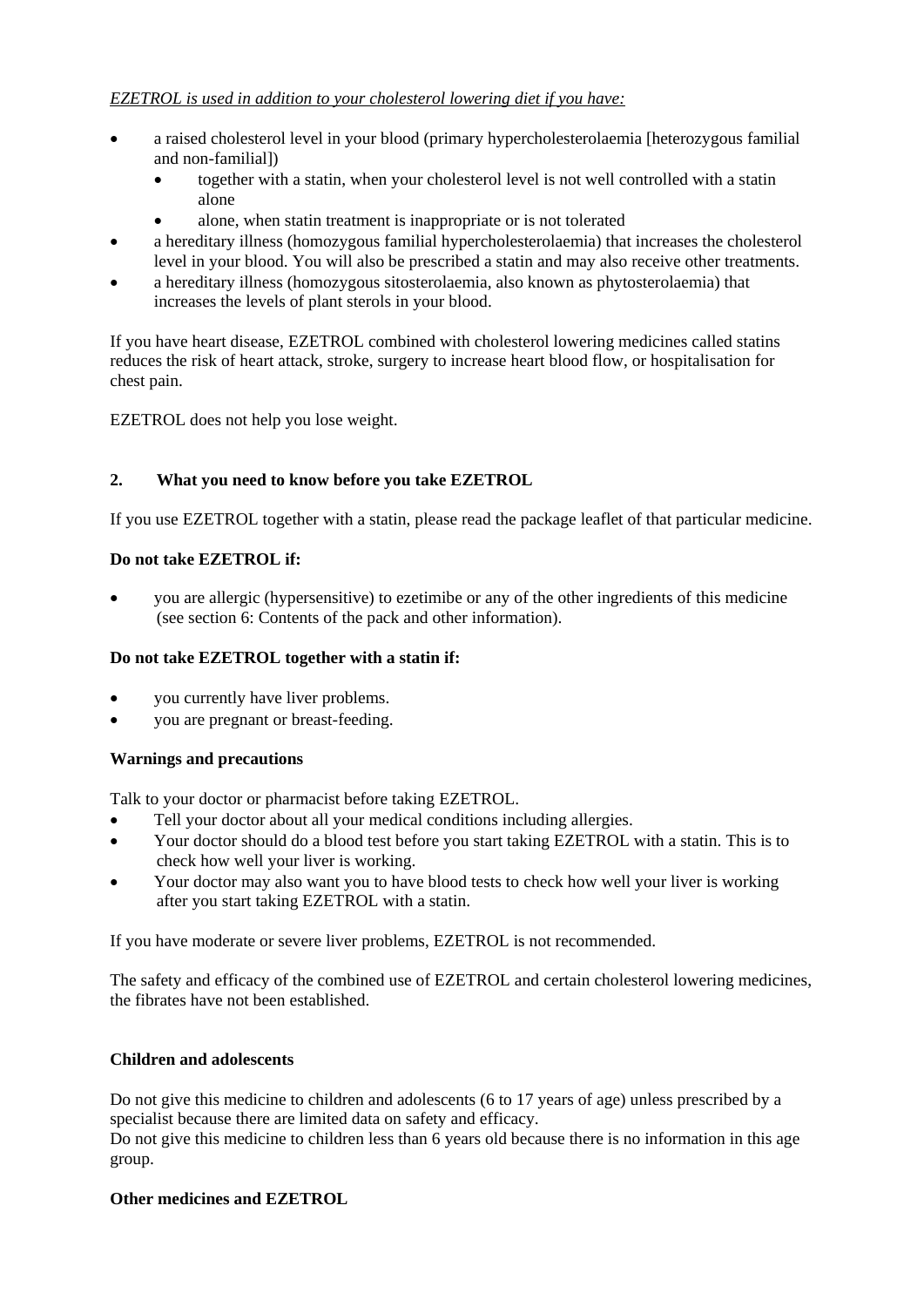*EZETROL is used in addition to your cholesterol lowering diet if you have:*

- a raised cholesterol level in your blood (primary hypercholesterolaemia [heterozygous familial and non-familial])
  - together with a statin, when your cholesterol level is not well controlled with a statin alone
  - alone, when statin treatment is inappropriate or is not tolerated
- a hereditary illness (homozygous familial hypercholesterolaemia) that increases the cholesterol level in your blood. You will also be prescribed a statin and may also receive other treatments.
- a hereditary illness (homozygous sitosterolaemia, also known as phytosterolaemia) that increases the levels of plant sterols in your blood.

If you have heart disease, EZETROL combined with cholesterol lowering medicines called statins reduces the risk of heart attack, stroke, surgery to increase heart blood flow, or hospitalisation for chest pain.

EZETROL does not help you lose weight.

## 2. What you need to know before you take EZETROL

If you use EZETROL together with a statin, please read the package leaflet of that particular medicine.

**Do not take EZETROL if:**

- you are allergic (hypersensitive) to ezetimibe or any of the other ingredients of this medicine (see section 6: Contents of the pack and other information).

**Do not take EZETROL together with a statin if:**

- you currently have liver problems.
- you are pregnant or breast-feeding.

**Warnings and precautions**

Talk to your doctor or pharmacist before taking EZETROL.

- Tell your doctor about all your medical conditions including allergies.
- Your doctor should do a blood test before you start taking EZETROL with a statin. This is to check how well your liver is working.
- Your doctor may also want you to have blood tests to check how well your liver is working after you start taking EZETROL with a statin.

If you have moderate or severe liver problems, EZETROL is not recommended.

The safety and efficacy of the combined use of EZETROL and certain cholesterol lowering medicines, the fibrates have not been established.

**Children and adolescents**

Do not give this medicine to children and adolescents (6 to 17 years of age) unless prescribed by a specialist because there are limited data on safety and efficacy.
Do not give this medicine to children less than 6 years old because there is no information in this age group.

**Other medicines and EZETROL**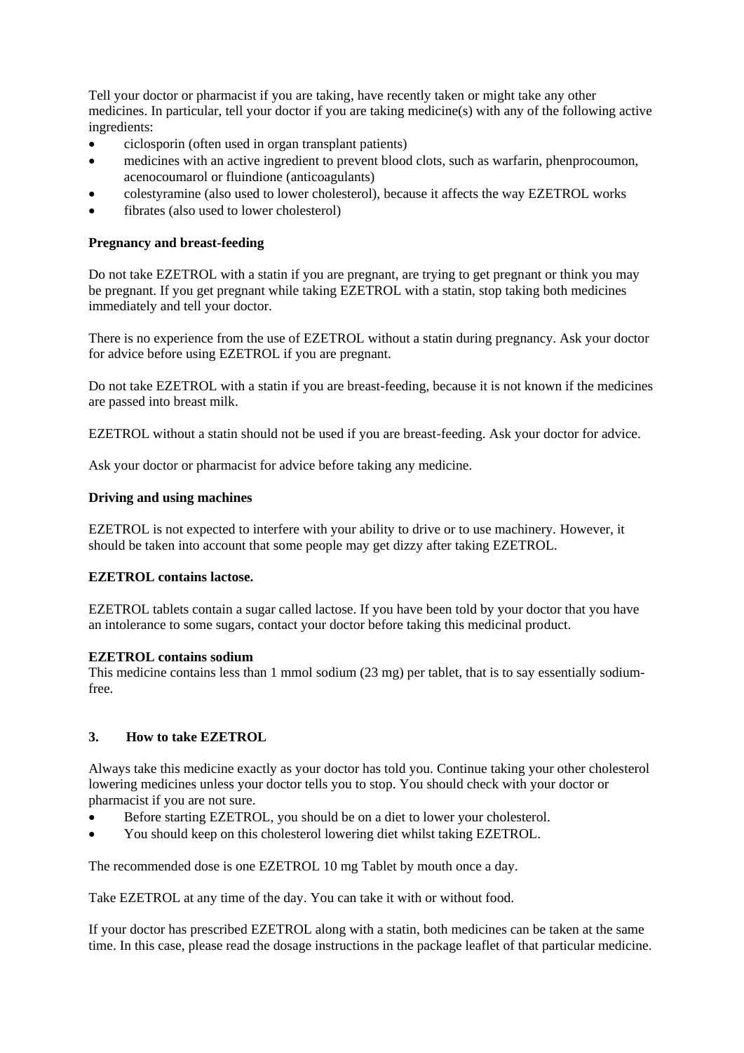Tell your doctor or pharmacist if you are taking, have recently taken or might take any other medicines. In particular, tell your doctor if you are taking medicine(s) with any of the following active ingredients:

- ciclosporin (often used in organ transplant patients)
- medicines with an active ingredient to prevent blood clots, such as warfarin, phenprocoumon, acenocoumarol or fluindione (anticoagulants)
- colestyramine (also used to lower cholesterol), because it affects the way EZETROL works
- fibrates (also used to lower cholesterol)

**Pregnancy and breast-feeding**

Do not take EZETROL with a statin if you are pregnant, are trying to get pregnant or think you may be pregnant. If you get pregnant while taking EZETROL with a statin, stop taking both medicines immediately and tell your doctor.

There is no experience from the use of EZETROL without a statin during pregnancy. Ask your doctor for advice before using EZETROL if you are pregnant.

Do not take EZETROL with a statin if you are breast-feeding, because it is not known if the medicines are passed into breast milk.

EZETROL without a statin should not be used if you are breast-feeding. Ask your doctor for advice.

Ask your doctor or pharmacist for advice before taking any medicine.

**Driving and using machines**

EZETROL is not expected to interfere with your ability to drive or to use machinery. However, it should be taken into account that some people may get dizzy after taking EZETROL.

**EZETROL contains lactose.**

EZETROL tablets contain a sugar called lactose. If you have been told by your doctor that you have an intolerance to some sugars, contact your doctor before taking this medicinal product.

**EZETROL contains sodium**

This medicine contains less than 1 mmol sodium (23 mg) per tablet, that is to say essentially sodium-free.

## 3. How to take EZETROL

Always take this medicine exactly as your doctor has told you. Continue taking your other cholesterol lowering medicines unless your doctor tells you to stop. You should check with your doctor or pharmacist if you are not sure.

- Before starting EZETROL, you should be on a diet to lower your cholesterol.
- You should keep on this cholesterol lowering diet whilst taking EZETROL.

The recommended dose is one EZETROL 10 mg Tablet by mouth once a day.

Take EZETROL at any time of the day. You can take it with or without food.

If your doctor has prescribed EZETROL along with a statin, both medicines can be taken at the same time. In this case, please read the dosage instructions in the package leaflet of that particular medicine.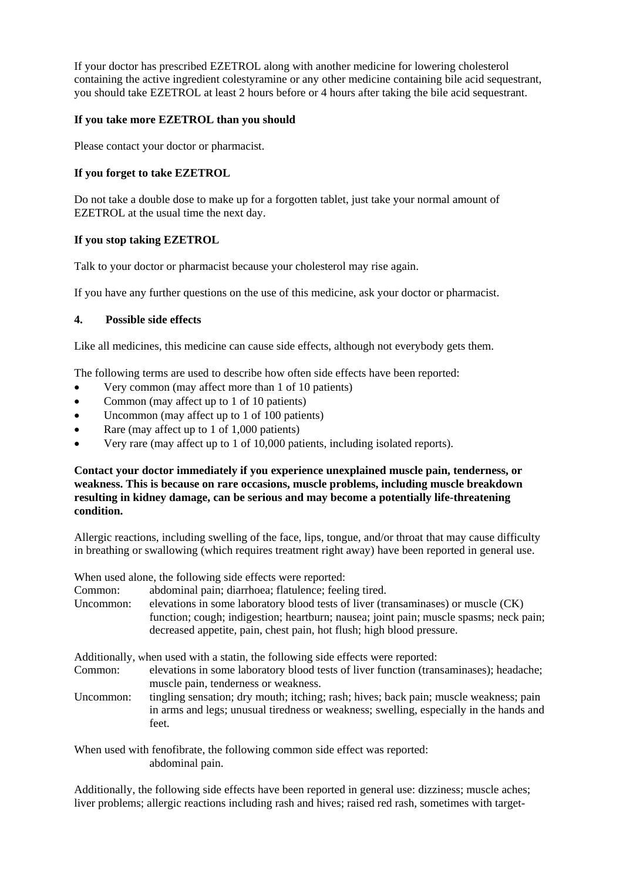If your doctor has prescribed EZETROL along with another medicine for lowering cholesterol containing the active ingredient colestyramine or any other medicine containing bile acid sequestrant, you should take EZETROL at least 2 hours before or 4 hours after taking the bile acid sequestrant.

**If you take more EZETROL than you should**

Please contact your doctor or pharmacist.

**If you forget to take EZETROL**

Do not take a double dose to make up for a forgotten tablet, just take your normal amount of EZETROL at the usual time the next day.

**If you stop taking EZETROL**

Talk to your doctor or pharmacist because your cholesterol may rise again.

If you have any further questions on the use of this medicine, ask your doctor or pharmacist.

## 4. Possible side effects

Like all medicines, this medicine can cause side effects, although not everybody gets them.

The following terms are used to describe how often side effects have been reported:

- Very common (may affect more than 1 of 10 patients)
- Common (may affect up to 1 of 10 patients)
- Uncommon (may affect up to 1 of 100 patients)
- Rare (may affect up to 1 of 1,000 patients)
- Very rare (may affect up to 1 of 10,000 patients, including isolated reports).

**Contact your doctor immediately if you experience unexplained muscle pain, tenderness, or weakness. This is because on rare occasions, muscle problems, including muscle breakdown resulting in kidney damage, can be serious and may become a potentially life-threatening condition.**

Allergic reactions, including swelling of the face, lips, tongue, and/or throat that may cause difficulty in breathing or swallowing (which requires treatment right away) have been reported in general use.

When used alone, the following side effects were reported:

Common: abdominal pain; diarrhoea; flatulence; feeling tired.

Uncommon: elevations in some laboratory blood tests of liver (transaminases) or muscle (CK) function; cough; indigestion; heartburn; nausea; joint pain; muscle spasms; neck pain; decreased appetite, pain, chest pain, hot flush; high blood pressure.

Additionally, when used with a statin, the following side effects were reported:

Common: elevations in some laboratory blood tests of liver function (transaminases); headache; muscle pain, tenderness or weakness.

Uncommon: tingling sensation; dry mouth; itching; rash; hives; back pain; muscle weakness; pain in arms and legs; unusual tiredness or weakness; swelling, especially in the hands and feet.

When used with fenofibrate, the following common side effect was reported:
abdominal pain.

Additionally, the following side effects have been reported in general use: dizziness; muscle aches; liver problems; allergic reactions including rash and hives; raised red rash, sometimes with target-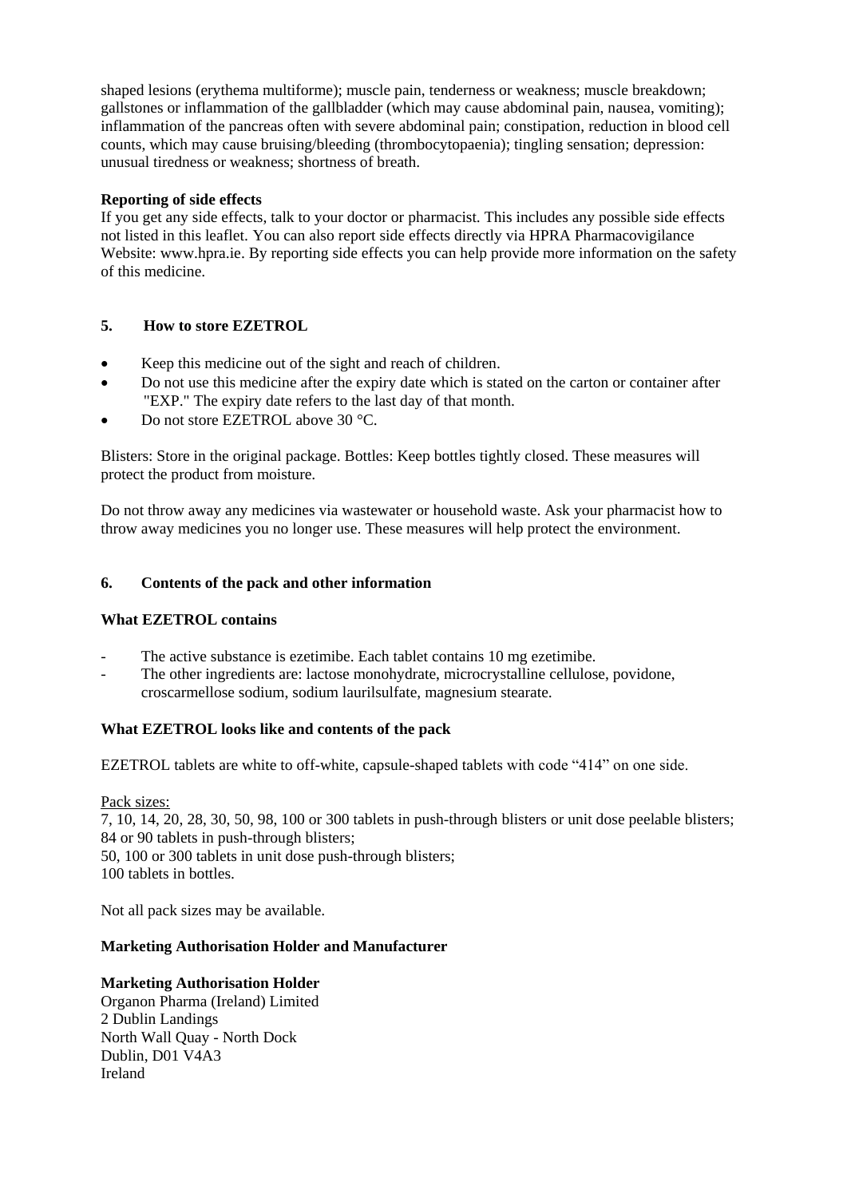shaped lesions (erythema multiforme); muscle pain, tenderness or weakness; muscle breakdown; gallstones or inflammation of the gallbladder (which may cause abdominal pain, nausea, vomiting); inflammation of the pancreas often with severe abdominal pain; constipation, reduction in blood cell counts, which may cause bruising/bleeding (thrombocytopaenia); tingling sensation; depression: unusual tiredness or weakness; shortness of breath.

**Reporting of side effects**

If you get any side effects, talk to your doctor or pharmacist. This includes any possible side effects not listed in this leaflet. You can also report side effects directly via HPRA Pharmacovigilance Website: www.hpra.ie. By reporting side effects you can help provide more information on the safety of this medicine.

## 5. How to store EZETROL

- Keep this medicine out of the sight and reach of children.
- Do not use this medicine after the expiry date which is stated on the carton or container after "EXP." The expiry date refers to the last day of that month.
- Do not store EZETROL above 30 °C.

Blisters: Store in the original package. Bottles: Keep bottles tightly closed. These measures will protect the product from moisture.

Do not throw away any medicines via wastewater or household waste. Ask your pharmacist how to throw away medicines you no longer use. These measures will help protect the environment.

## 6. Contents of the pack and other information

**What EZETROL contains**

- The active substance is ezetimibe. Each tablet contains 10 mg ezetimibe.
- The other ingredients are: lactose monohydrate, microcrystalline cellulose, povidone, croscarmellose sodium, sodium laurilsulfate, magnesium stearate.

**What EZETROL looks like and contents of the pack**

EZETROL tablets are white to off-white, capsule-shaped tablets with code "414" on one side.

Pack sizes:
7, 10, 14, 20, 28, 30, 50, 98, 100 or 300 tablets in push-through blisters or unit dose peelable blisters;
84 or 90 tablets in push-through blisters;
50, 100 or 300 tablets in unit dose push-through blisters;
100 tablets in bottles.

Not all pack sizes may be available.

**Marketing Authorisation Holder and Manufacturer**

**Marketing Authorisation Holder**
Organon Pharma (Ireland) Limited
2 Dublin Landings
North Wall Quay - North Dock
Dublin, D01 V4A3
Ireland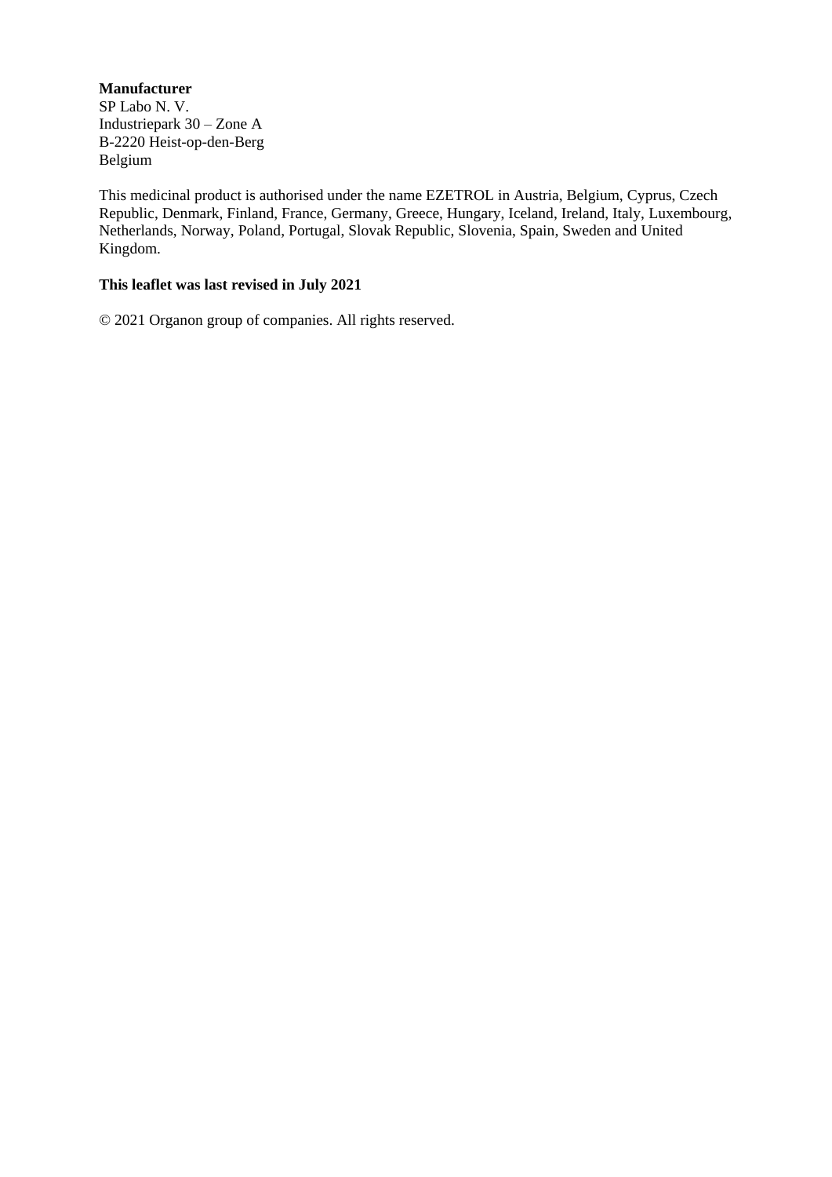**Manufacturer**
SP Labo N. V.
Industriepark 30 – Zone A
B-2220 Heist-op-den-Berg
Belgium

This medicinal product is authorised under the name EZETROL in Austria, Belgium, Cyprus, Czech Republic, Denmark, Finland, France, Germany, Greece, Hungary, Iceland, Ireland, Italy, Luxembourg, Netherlands, Norway, Poland, Portugal, Slovak Republic, Slovenia, Spain, Sweden and United Kingdom.

**This leaflet was last revised in July 2021**

© 2021 Organon group of companies. All rights reserved.